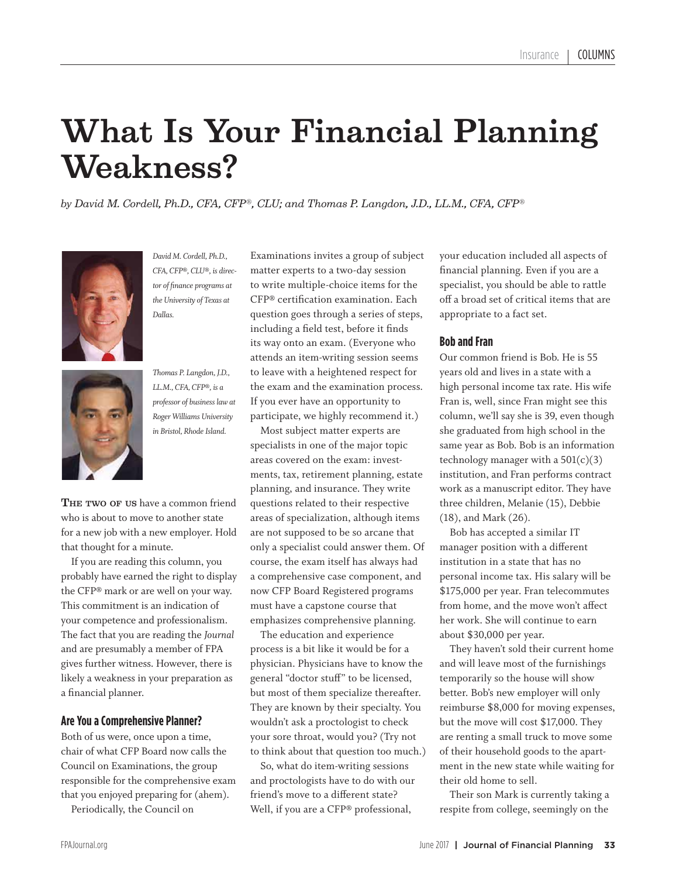# What Is Your Financial Planning Weakness?

*by David M. Cordell, Ph.D., CFA, CFP®, CLU; and Thomas P. Langdon, J.D., LL.M., CFA, CFP®*

*David M. Cordell, Ph.D., CFA, CFP®, CLU®, is director of finance programs at the University of Texas at Dallas.*

*Thomas P. Langdon, J.D., LL.M., CFA, CFP®, is a professor of business law at Roger Williams University in Bristol, Rhode Island.*

**The two of us** have a common friend who is about to move to another state for a new job with a new employer. Hold that thought for a minute.

If you are reading this column, you probably have earned the right to display the CFP® mark or are well on your way. This commitment is an indication of your competence and professionalism. The fact that you are reading the *Journal* and are presumably a member of FPA gives further witness. However, there is likely a weakness in your preparation as a financial planner.

## Are You a Comprehensive Planner?

Both of us were, once upon a time, chair of what CFP Board now calls the Council on Examinations, the group responsible for the comprehensive exam that you enjoyed preparing for (ahem).

Periodically, the Council on Examinations invites a group of subject matter experts to a two-day session to write multiple-choice items for the CFP® certification examination. Each question goes through a series of steps, including a field test, before it finds its way onto an exam. (Everyone who attends an item-writing session seems to leave with a heightened respect for the exam and the examination process. If you ever have an opportunity to participate, we highly recommend it.)

Most subject matter experts are specialists in one of the major topic areas covered on the exam: investments, tax, retirement planning, estate planning, and insurance. They write questions related to their respective areas of specialization, although items are not supposed to be so arcane that only a specialist could answer them. Of course, the exam itself has always had a comprehensive case component, and now CFP Board Registered programs must have a capstone course that emphasizes comprehensive planning.

The education and experience process is a bit like it would be for a physician. Physicians have to know the general "doctor stuff" to be licensed, but most of them specialize thereafter. They are known by their specialty. You wouldn't ask a proctologist to check your sore throat, would you? (Try not to think about that question too much.)

So, what do item-writing sessions and proctologists have to do with our friend's move to a different state? Well, if you are a CFP® professional, your education included all aspects of financial planning. Even if you are a specialist, you should be able to rattle off a broad set of critical items that are appropriate to a fact set.

## Bob and Fran

Our common friend is Bob. He is 55 years old and lives in a state with a high personal income tax rate. His wife Fran is, well, since Fran might see this column, we'll say she is 39, even though she graduated from high school in the same year as Bob. Bob is an information technology manager with a 501(c)(3) institution, and Fran performs contract work as a manuscript editor. They have three children, Melanie (15), Debbie (18), and Mark (26).

Bob has accepted a similar IT manager position with a different institution in a state that has no personal income tax. His salary will be $175,000 per year. Fran telecommutes from home, and the move won't affect her work. She will continue to earn about $30,000 per year.

They haven't sold their current home and will leave most of the furnishings temporarily so the house will show better. Bob's new employer will only reimburse $8,000 for moving expenses, but the move will cost $17,000. They are renting a small truck to move some of their household goods to the apartment in the new state while waiting for their old home to sell.

Their son Mark is currently taking a respite from college, seemingly on the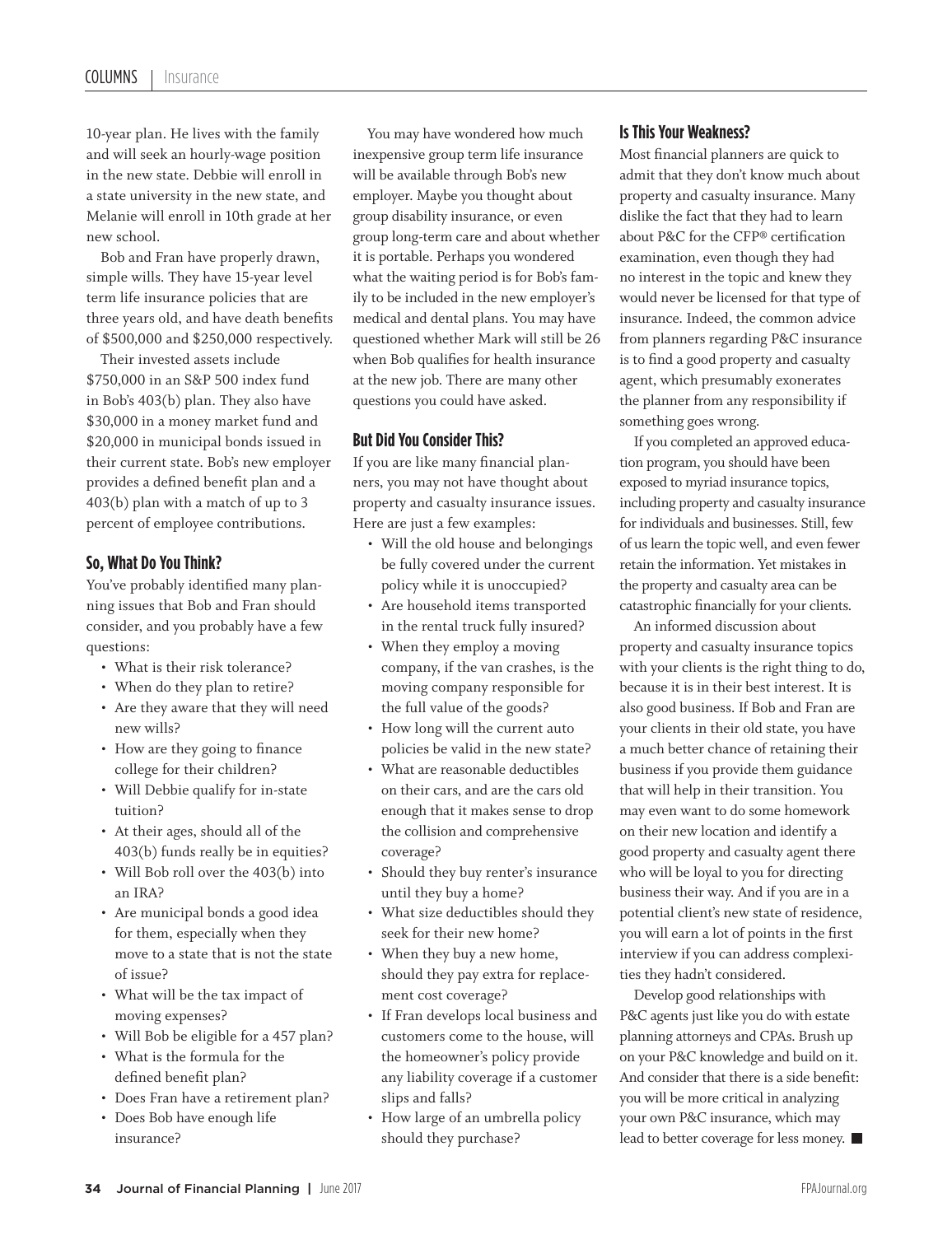10-year plan. He lives with the family and will seek an hourly-wage position in the new state. Debbie will enroll in a state university in the new state, and Melanie will enroll in 10th grade at her new school.

Bob and Fran have properly drawn, simple wills. They have 15-year level term life insurance policies that are three years old, and have death benefits of $500,000 and $250,000 respectively.

Their invested assets include $750,000 in an S&P 500 index fund in Bob's 403(b) plan. They also have $30,000 in a money market fund and $20,000 in municipal bonds issued in their current state. Bob's new employer provides a defined benefit plan and a 403(b) plan with a match of up to 3 percent of employee contributions.

### So, What Do You Think?

You've probably identified many planning issues that Bob and Fran should consider, and you probably have a few questions:

- What is their risk tolerance?
- When do they plan to retire?
- Are they aware that they will need new wills?
- How are they going to finance college for their children?
- Will Debbie qualify for in-state tuition?
- At their ages, should all of the 403(b) funds really be in equities?
- Will Bob roll over the 403(b) into an IRA?
- Are municipal bonds a good idea for them, especially when they move to a state that is not the state of issue?
- What will be the tax impact of moving expenses?
- Will Bob be eligible for a 457 plan?
- What is the formula for the defined benefit plan?
- Does Fran have a retirement plan?
- Does Bob have enough life insurance?

You may have wondered how much inexpensive group term life insurance will be available through Bob's new employer. Maybe you thought about group disability insurance, or even group long-term care and about whether it is portable. Perhaps you wondered what the waiting period is for Bob's family to be included in the new employer's medical and dental plans. You may have questioned whether Mark will still be 26 when Bob qualifies for health insurance at the new job. There are many other questions you could have asked.

### But Did You Consider This?

If you are like many financial planners, you may not have thought about property and casualty insurance issues. Here are just a few examples:

- Will the old house and belongings be fully covered under the current policy while it is unoccupied?
- Are household items transported in the rental truck fully insured?
- When they employ a moving company, if the van crashes, is the moving company responsible for the full value of the goods?
- How long will the current auto policies be valid in the new state?
- What are reasonable deductibles on their cars, and are the cars old enough that it makes sense to drop the collision and comprehensive coverage?
- Should they buy renter's insurance until they buy a home?
- What size deductibles should they seek for their new home?
- When they buy a new home, should they pay extra for replacement cost coverage?
- If Fran develops local business and customers come to the house, will the homeowner's policy provide any liability coverage if a customer slips and falls?
- How large of an umbrella policy should they purchase?

### Is This Your Weakness?

Most financial planners are quick to admit that they don't know much about property and casualty insurance. Many dislike the fact that they had to learn about P&C for the CFP® certification examination, even though they had no interest in the topic and knew they would never be licensed for that type of insurance. Indeed, the common advice from planners regarding P&C insurance is to find a good property and casualty agent, which presumably exonerates the planner from any responsibility if something goes wrong.

If you completed an approved education program, you should have been exposed to myriad insurance topics, including property and casualty insurance for individuals and businesses. Still, few of us learn the topic well, and even fewer retain the information. Yet mistakes in the property and casualty area can be catastrophic financially for your clients.

An informed discussion about property and casualty insurance topics with your clients is the right thing to do, because it is in their best interest. It is also good business. If Bob and Fran are your clients in their old state, you have a much better chance of retaining their business if you provide them guidance that will help in their transition. You may even want to do some homework on their new location and identify a good property and casualty agent there who will be loyal to you for directing business their way. And if you are in a potential client's new state of residence, you will earn a lot of points in the first interview if you can address complexities they hadn't considered.

Develop good relationships with P&C agents just like you do with estate planning attorneys and CPAs. Brush up on your P&C knowledge and build on it. And consider that there is a side benefit: you will be more critical in analyzing your own P&C insurance, which may lead to better coverage for less money. ■